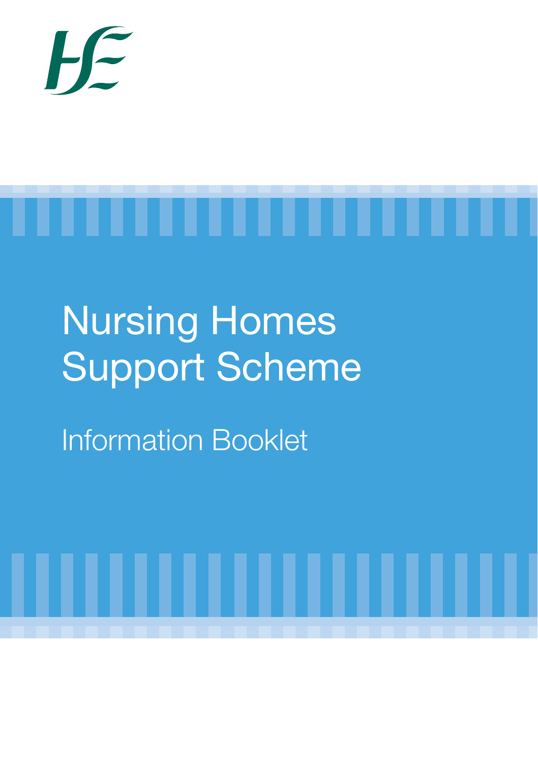# Nursing Homes Support Scheme

## Information Booklet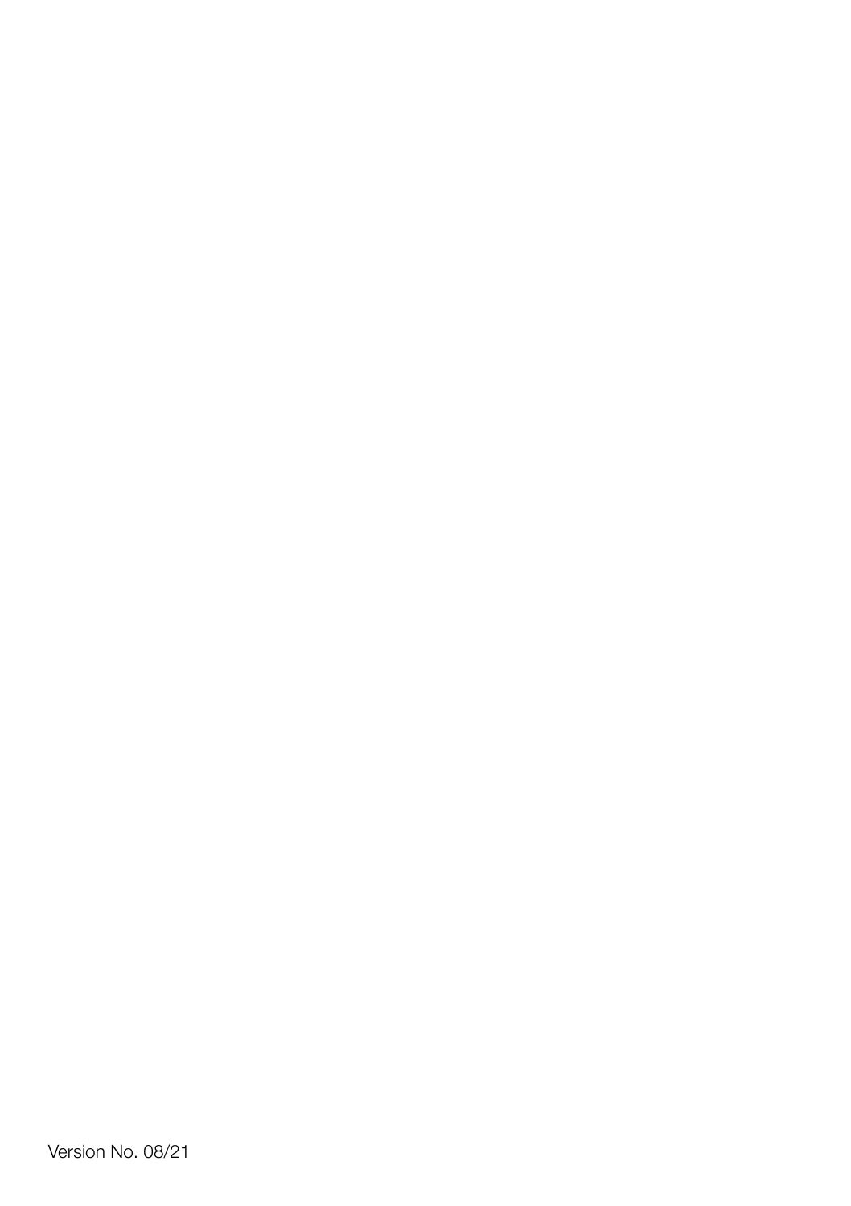Version No. 08/21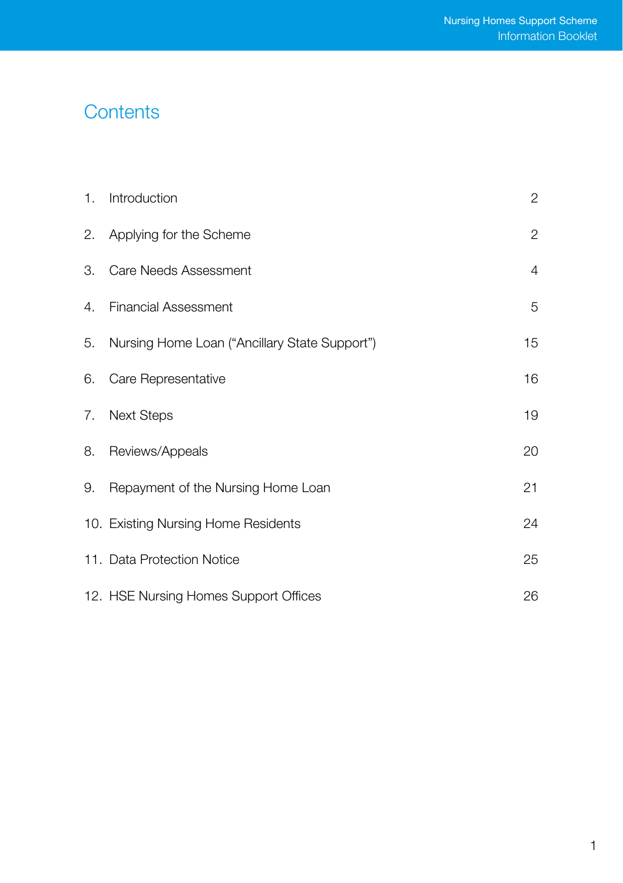# Contents

| | | |
|---|---|---|
| 1. | Introduction | 2 |
| 2. | Applying for the Scheme | 2 |
| 3. | Care Needs Assessment | 4 |
| 4. | Financial Assessment | 5 |
| 5. | Nursing Home Loan ("Ancillary State Support") | 15 |
| 6. | Care Representative | 16 |
| 7. | Next Steps | 19 |
| 8. | Reviews/Appeals | 20 |
| 9. | Repayment of the Nursing Home Loan | 21 |
| 10. | Existing Nursing Home Residents | 24 |
| 11. | Data Protection Notice | 25 |
| 12. | HSE Nursing Homes Support Offices | 26 |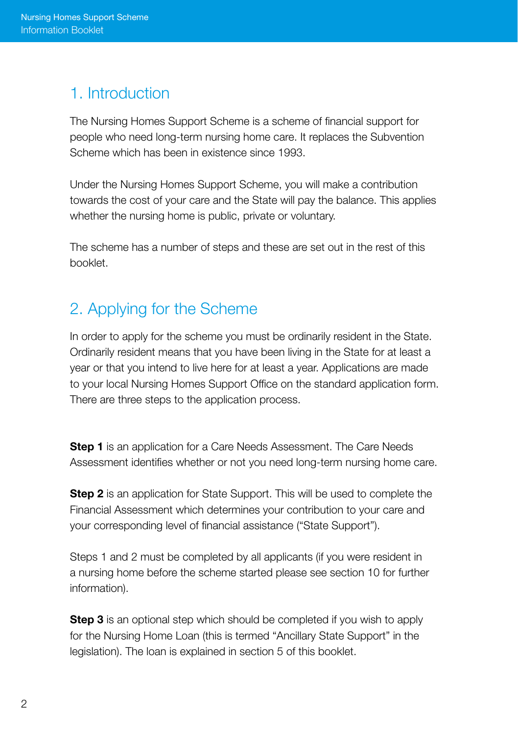## 1. Introduction

The Nursing Homes Support Scheme is a scheme of financial support for people who need long-term nursing home care. It replaces the Subvention Scheme which has been in existence since 1993.

Under the Nursing Homes Support Scheme, you will make a contribution towards the cost of your care and the State will pay the balance. This applies whether the nursing home is public, private or voluntary.

The scheme has a number of steps and these are set out in the rest of this booklet.

## 2. Applying for the Scheme

In order to apply for the scheme you must be ordinarily resident in the State. Ordinarily resident means that you have been living in the State for at least a year or that you intend to live here for at least a year. Applications are made to your local Nursing Homes Support Office on the standard application form. There are three steps to the application process.

**Step 1** is an application for a Care Needs Assessment. The Care Needs Assessment identifies whether or not you need long-term nursing home care.

**Step 2** is an application for State Support. This will be used to complete the Financial Assessment which determines your contribution to your care and your corresponding level of financial assistance ("State Support").

Steps 1 and 2 must be completed by all applicants (if you were resident in a nursing home before the scheme started please see section 10 for further information).

**Step 3** is an optional step which should be completed if you wish to apply for the Nursing Home Loan (this is termed "Ancillary State Support" in the legislation). The loan is explained in section 5 of this booklet.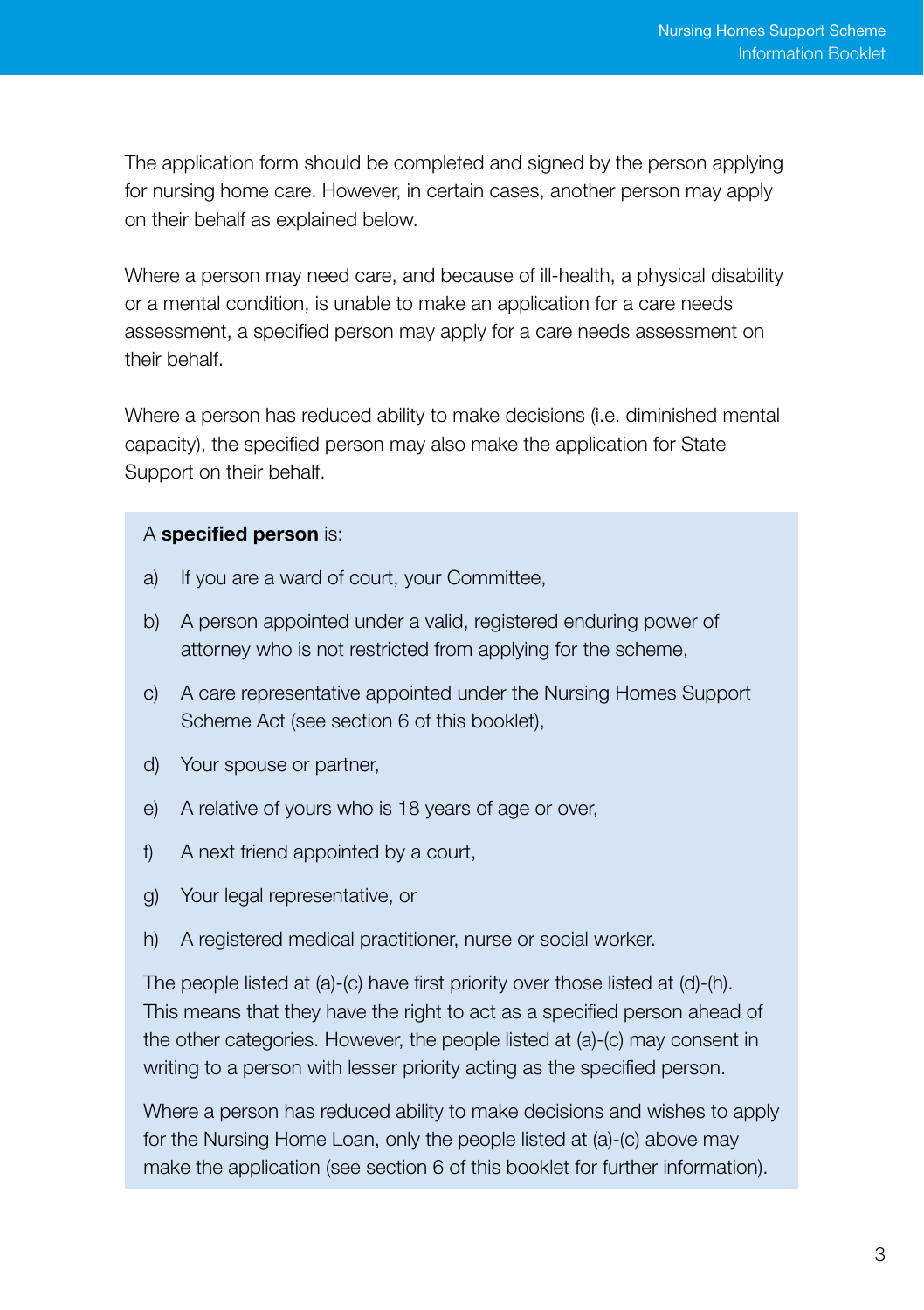The application form should be completed and signed by the person applying for nursing home care. However, in certain cases, another person may apply on their behalf as explained below.

Where a person may need care, and because of ill-health, a physical disability or a mental condition, is unable to make an application for a care needs assessment, a specified person may apply for a care needs assessment on their behalf.

Where a person has reduced ability to make decisions (i.e. diminished mental capacity), the specified person may also make the application for State Support on their behalf.

A **specified person** is:

a) If you are a ward of court, your Committee,

b) A person appointed under a valid, registered enduring power of attorney who is not restricted from applying for the scheme,

c) A care representative appointed under the Nursing Homes Support Scheme Act (see section 6 of this booklet),

d) Your spouse or partner,

e) A relative of yours who is 18 years of age or over,

f) A next friend appointed by a court,

g) Your legal representative, or

h) A registered medical practitioner, nurse or social worker.

The people listed at (a)-(c) have first priority over those listed at (d)-(h). This means that they have the right to act as a specified person ahead of the other categories. However, the people listed at (a)-(c) may consent in writing to a person with lesser priority acting as the specified person.

Where a person has reduced ability to make decisions and wishes to apply for the Nursing Home Loan, only the people listed at (a)-(c) above may make the application (see section 6 of this booklet for further information).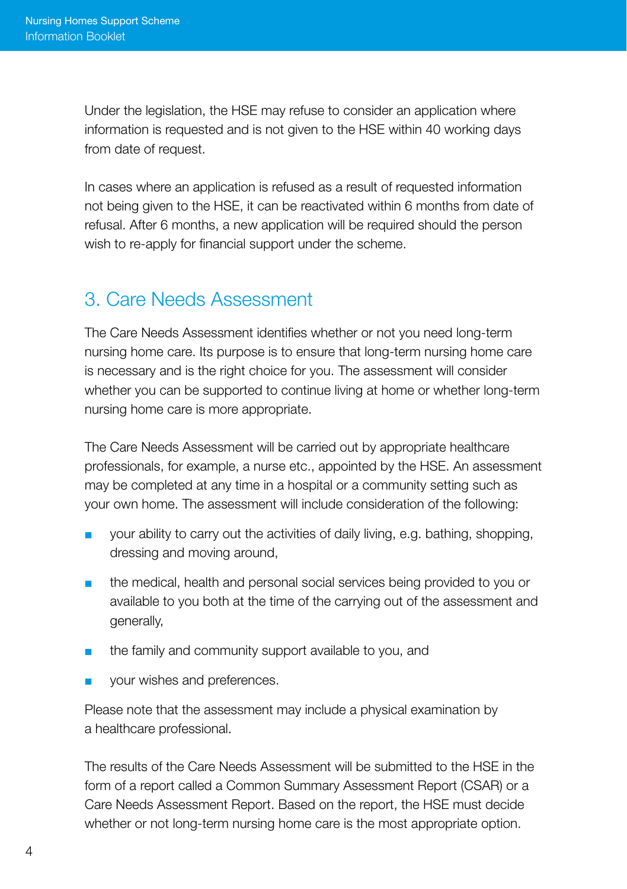Under the legislation, the HSE may refuse to consider an application where information is requested and is not given to the HSE within 40 working days from date of request.

In cases where an application is refused as a result of requested information not being given to the HSE, it can be reactivated within 6 months from date of refusal. After 6 months, a new application will be required should the person wish to re-apply for financial support under the scheme.

## 3. Care Needs Assessment

The Care Needs Assessment identifies whether or not you need long-term nursing home care. Its purpose is to ensure that long-term nursing home care is necessary and is the right choice for you. The assessment will consider whether you can be supported to continue living at home or whether long-term nursing home care is more appropriate.

The Care Needs Assessment will be carried out by appropriate healthcare professionals, for example, a nurse etc., appointed by the HSE. An assessment may be completed at any time in a hospital or a community setting such as your own home. The assessment will include consideration of the following:

- your ability to carry out the activities of daily living, e.g. bathing, shopping, dressing and moving around,
- the medical, health and personal social services being provided to you or available to you both at the time of the carrying out of the assessment and generally,
- the family and community support available to you, and
- your wishes and preferences.

Please note that the assessment may include a physical examination by a healthcare professional.

The results of the Care Needs Assessment will be submitted to the HSE in the form of a report called a Common Summary Assessment Report (CSAR) or a Care Needs Assessment Report. Based on the report, the HSE must decide whether or not long-term nursing home care is the most appropriate option.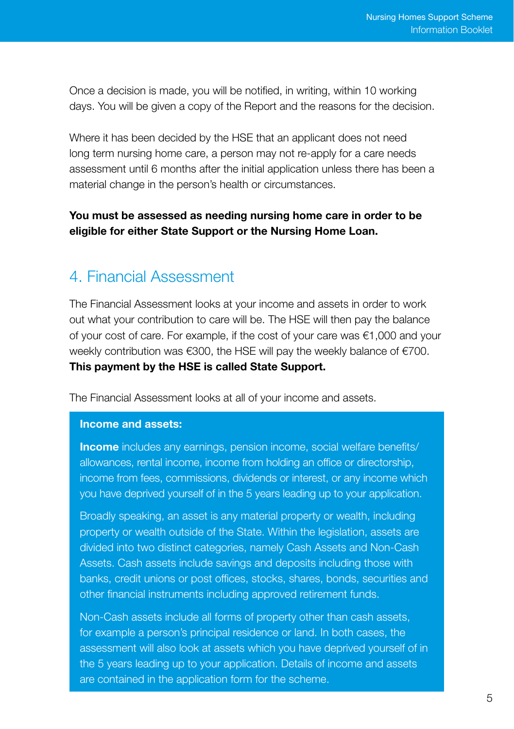Once a decision is made, you will be notified, in writing, within 10 working days. You will be given a copy of the Report and the reasons for the decision.

Where it has been decided by the HSE that an applicant does not need long term nursing home care, a person may not re-apply for a care needs assessment until 6 months after the initial application unless there has been a material change in the person's health or circumstances.

**You must be assessed as needing nursing home care in order to be eligible for either State Support or the Nursing Home Loan.**

## 4. Financial Assessment

The Financial Assessment looks at your income and assets in order to work out what your contribution to care will be. The HSE will then pay the balance of your cost of care. For example, if the cost of your care was €1,000 and your weekly contribution was €300, the HSE will pay the weekly balance of €700. **This payment by the HSE is called State Support.**

The Financial Assessment looks at all of your income and assets.

**Income and assets:**

**Income** includes any earnings, pension income, social welfare benefits/ allowances, rental income, income from holding an office or directorship, income from fees, commissions, dividends or interest, or any income which you have deprived yourself of in the 5 years leading up to your application.

Broadly speaking, an asset is any material property or wealth, including property or wealth outside of the State. Within the legislation, assets are divided into two distinct categories, namely Cash Assets and Non-Cash Assets. Cash assets include savings and deposits including those with banks, credit unions or post offices, stocks, shares, bonds, securities and other financial instruments including approved retirement funds.

Non-Cash assets include all forms of property other than cash assets, for example a person's principal residence or land. In both cases, the assessment will also look at assets which you have deprived yourself of in the 5 years leading up to your application. Details of income and assets are contained in the application form for the scheme.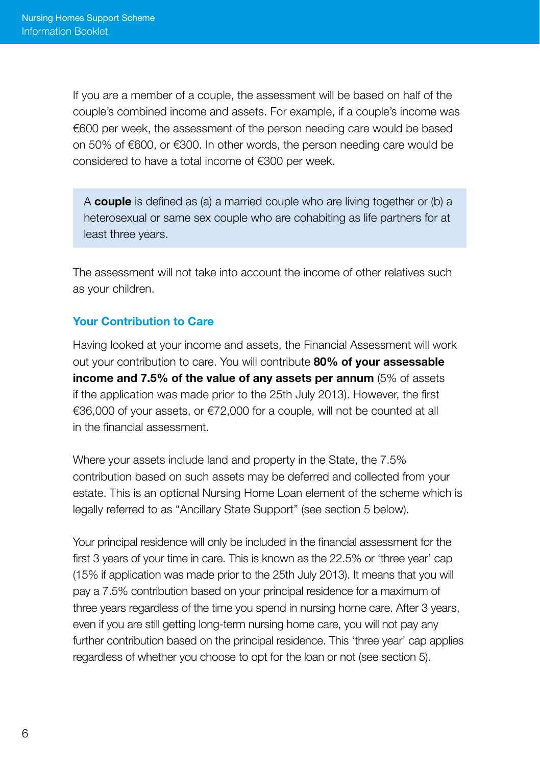If you are a member of a couple, the assessment will be based on half of the couple's combined income and assets. For example, if a couple's income was €600 per week, the assessment of the person needing care would be based on 50% of €600, or €300. In other words, the person needing care would be considered to have a total income of €300 per week.

> A **couple** is defined as (a) a married couple who are living together or (b) a heterosexual or same sex couple who are cohabiting as life partners for at least three years.

The assessment will not take into account the income of other relatives such as your children.

### Your Contribution to Care

Having looked at your income and assets, the Financial Assessment will work out your contribution to care. You will contribute **80% of your assessable income and 7.5% of the value of any assets per annum** (5% of assets if the application was made prior to the 25th July 2013). However, the first €36,000 of your assets, or €72,000 for a couple, will not be counted at all in the financial assessment.

Where your assets include land and property in the State, the 7.5% contribution based on such assets may be deferred and collected from your estate. This is an optional Nursing Home Loan element of the scheme which is legally referred to as "Ancillary State Support" (see section 5 below).

Your principal residence will only be included in the financial assessment for the first 3 years of your time in care. This is known as the 22.5% or 'three year' cap (15% if application was made prior to the 25th July 2013). It means that you will pay a 7.5% contribution based on your principal residence for a maximum of three years regardless of the time you spend in nursing home care. After 3 years, even if you are still getting long-term nursing home care, you will not pay any further contribution based on the principal residence. This 'three year' cap applies regardless of whether you choose to opt for the loan or not (see section 5).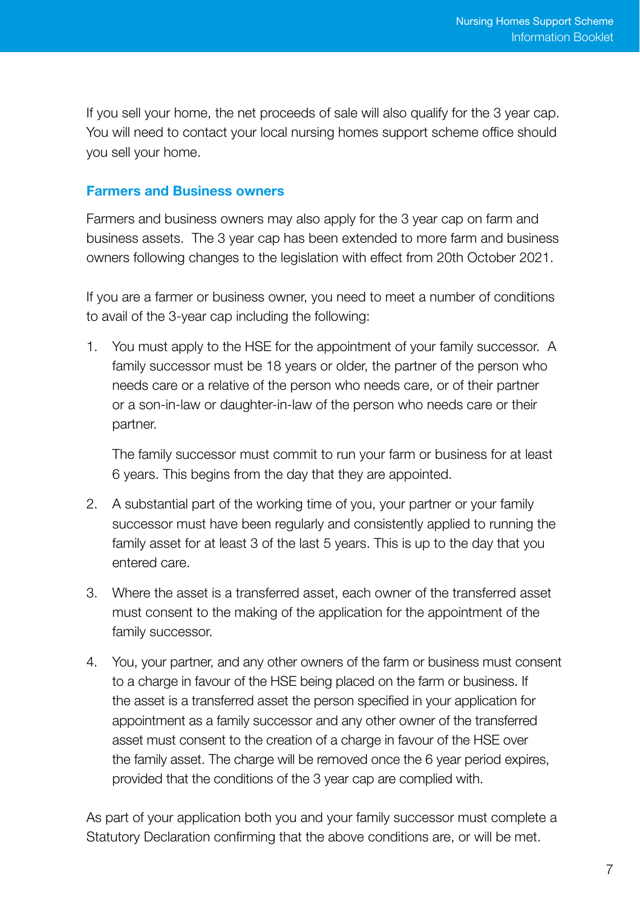If you sell your home, the net proceeds of sale will also qualify for the 3 year cap. You will need to contact your local nursing homes support scheme office should you sell your home.

### Farmers and Business owners

Farmers and business owners may also apply for the 3 year cap on farm and business assets. The 3 year cap has been extended to more farm and business owners following changes to the legislation with effect from 20th October 2021.

If you are a farmer or business owner, you need to meet a number of conditions to avail of the 3-year cap including the following:

1. You must apply to the HSE for the appointment of your family successor. A family successor must be 18 years or older, the partner of the person who needs care or a relative of the person who needs care, or of their partner or a son-in-law or daughter-in-law of the person who needs care or their partner.

   The family successor must commit to run your farm or business for at least 6 years. This begins from the day that they are appointed.

2. A substantial part of the working time of you, your partner or your family successor must have been regularly and consistently applied to running the family asset for at least 3 of the last 5 years. This is up to the day that you entered care.

3. Where the asset is a transferred asset, each owner of the transferred asset must consent to the making of the application for the appointment of the family successor.

4. You, your partner, and any other owners of the farm or business must consent to a charge in favour of the HSE being placed on the farm or business. If the asset is a transferred asset the person specified in your application for appointment as a family successor and any other owner of the transferred asset must consent to the creation of a charge in favour of the HSE over the family asset. The charge will be removed once the 6 year period expires, provided that the conditions of the 3 year cap are complied with.

As part of your application both you and your family successor must complete a Statutory Declaration confirming that the above conditions are, or will be met.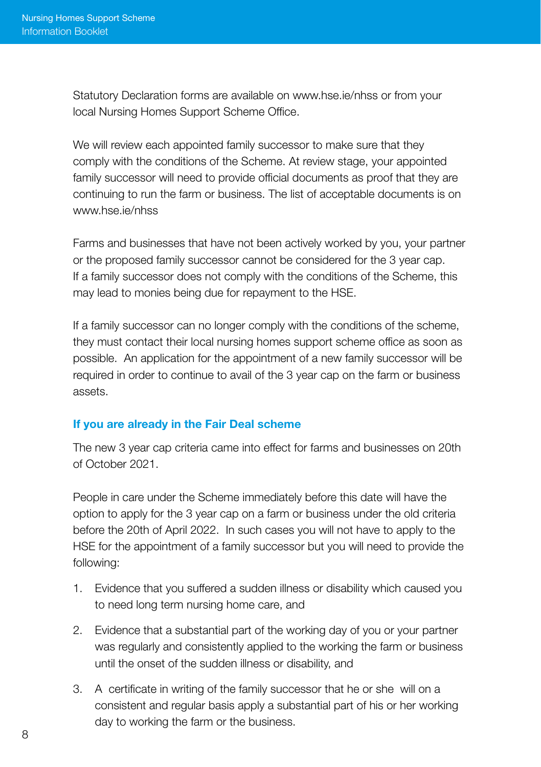Statutory Declaration forms are available on www.hse.ie/nhss or from your local Nursing Homes Support Scheme Office.

We will review each appointed family successor to make sure that they comply with the conditions of the Scheme. At review stage, your appointed family successor will need to provide official documents as proof that they are continuing to run the farm or business. The list of acceptable documents is on www.hse.ie/nhss

Farms and businesses that have not been actively worked by you, your partner or the proposed family successor cannot be considered for the 3 year cap. If a family successor does not comply with the conditions of the Scheme, this may lead to monies being due for repayment to the HSE.

If a family successor can no longer comply with the conditions of the scheme, they must contact their local nursing homes support scheme office as soon as possible. An application for the appointment of a new family successor will be required in order to continue to avail of the 3 year cap on the farm or business assets.

### If you are already in the Fair Deal scheme

The new 3 year cap criteria came into effect for farms and businesses on 20th of October 2021.

People in care under the Scheme immediately before this date will have the option to apply for the 3 year cap on a farm or business under the old criteria before the 20th of April 2022. In such cases you will not have to apply to the HSE for the appointment of a family successor but you will need to provide the following:

1. Evidence that you suffered a sudden illness or disability which caused you to need long term nursing home care, and
2. Evidence that a substantial part of the working day of you or your partner was regularly and consistently applied to the working the farm or business until the onset of the sudden illness or disability, and
3. A certificate in writing of the family successor that he or she will on a consistent and regular basis apply a substantial part of his or her working day to working the farm or the business.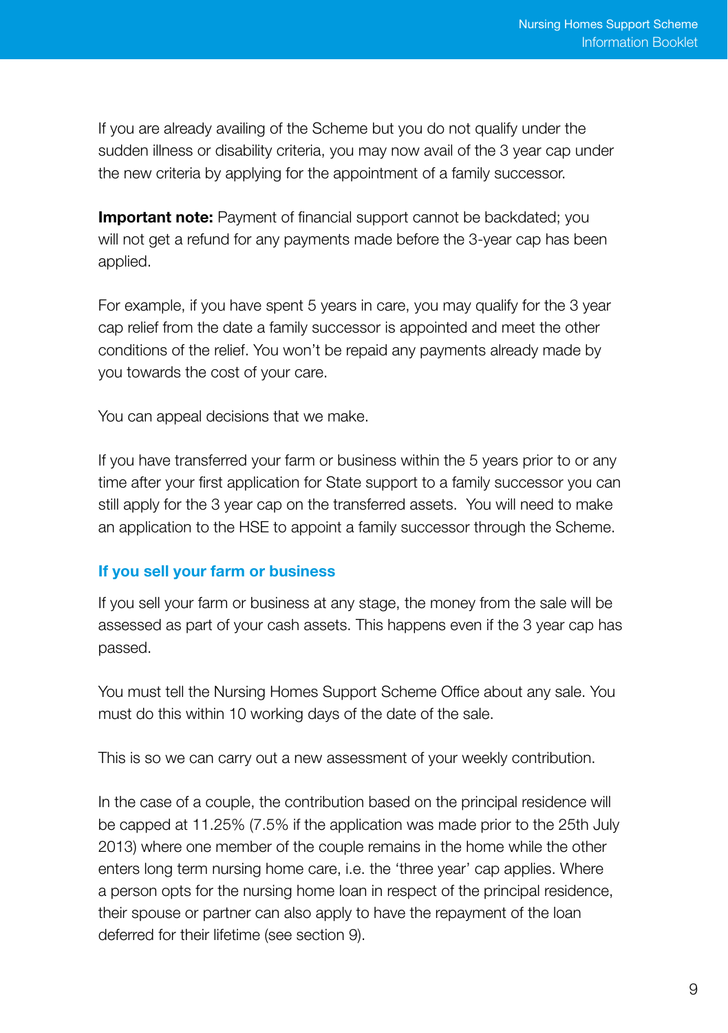If you are already availing of the Scheme but you do not qualify under the sudden illness or disability criteria, you may now avail of the 3 year cap under the new criteria by applying for the appointment of a family successor.

**Important note:** Payment of financial support cannot be backdated; you will not get a refund for any payments made before the 3-year cap has been applied.

For example, if you have spent 5 years in care, you may qualify for the 3 year cap relief from the date a family successor is appointed and meet the other conditions of the relief. You won't be repaid any payments already made by you towards the cost of your care.

You can appeal decisions that we make.

If you have transferred your farm or business within the 5 years prior to or any time after your first application for State support to a family successor you can still apply for the 3 year cap on the transferred assets. You will need to make an application to the HSE to appoint a family successor through the Scheme.

### If you sell your farm or business

If you sell your farm or business at any stage, the money from the sale will be assessed as part of your cash assets. This happens even if the 3 year cap has passed.

You must tell the Nursing Homes Support Scheme Office about any sale. You must do this within 10 working days of the date of the sale.

This is so we can carry out a new assessment of your weekly contribution.

In the case of a couple, the contribution based on the principal residence will be capped at 11.25% (7.5% if the application was made prior to the 25th July 2013) where one member of the couple remains in the home while the other enters long term nursing home care, i.e. the 'three year' cap applies. Where a person opts for the nursing home loan in respect of the principal residence, their spouse or partner can also apply to have the repayment of the loan deferred for their lifetime (see section 9).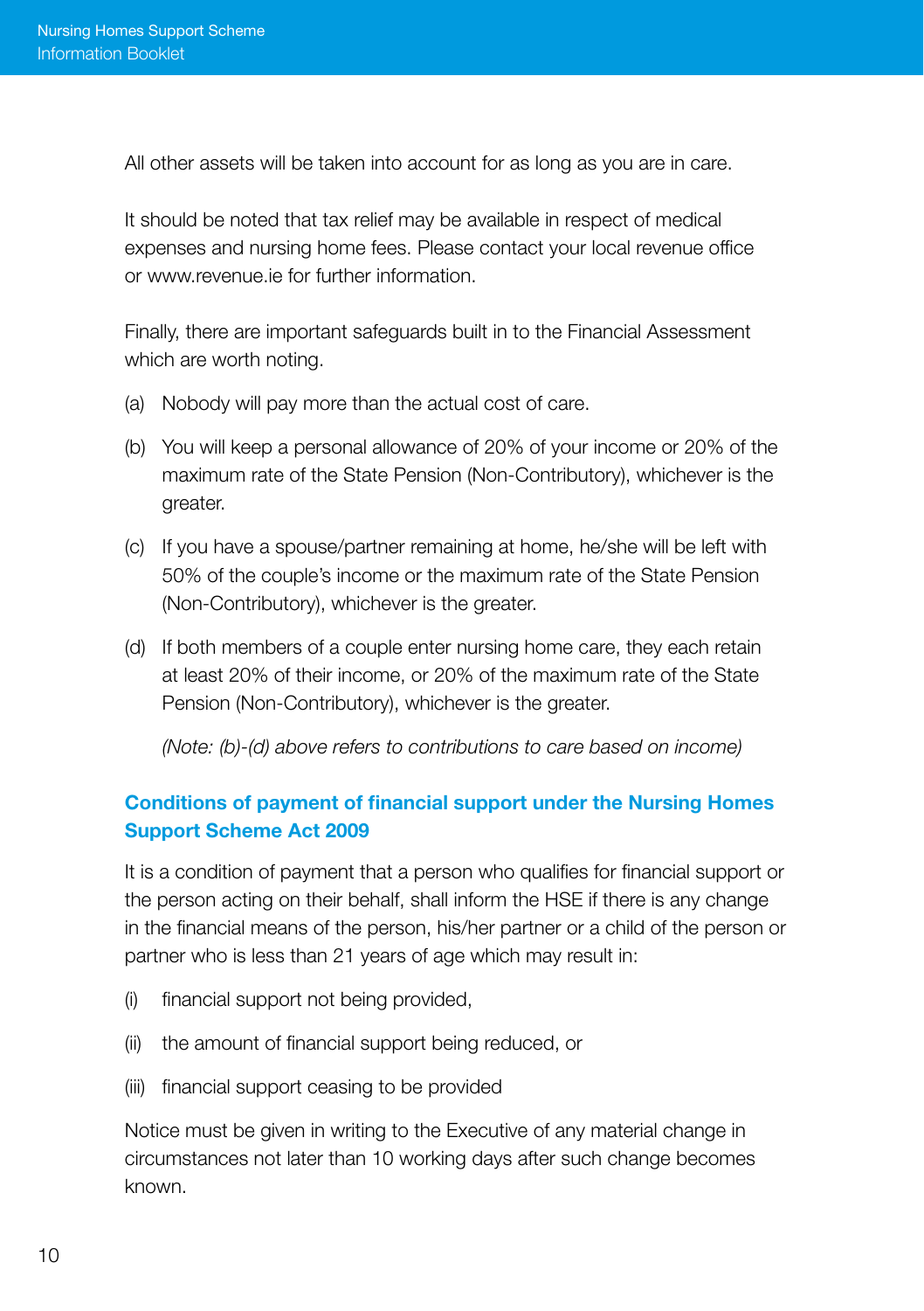All other assets will be taken into account for as long as you are in care.

It should be noted that tax relief may be available in respect of medical expenses and nursing home fees. Please contact your local revenue office or www.revenue.ie for further information.

Finally, there are important safeguards built in to the Financial Assessment which are worth noting.

(a) Nobody will pay more than the actual cost of care.

(b) You will keep a personal allowance of 20% of your income or 20% of the maximum rate of the State Pension (Non-Contributory), whichever is the greater.

(c) If you have a spouse/partner remaining at home, he/she will be left with 50% of the couple's income or the maximum rate of the State Pension (Non-Contributory), whichever is the greater.

(d) If both members of a couple enter nursing home care, they each retain at least 20% of their income, or 20% of the maximum rate of the State Pension (Non-Contributory), whichever is the greater.

*(Note: (b)-(d) above refers to contributions to care based on income)*

## Conditions of payment of financial support under the Nursing Homes Support Scheme Act 2009

It is a condition of payment that a person who qualifies for financial support or the person acting on their behalf, shall inform the HSE if there is any change in the financial means of the person, his/her partner or a child of the person or partner who is less than 21 years of age which may result in:

(i) financial support not being provided,

(ii) the amount of financial support being reduced, or

(iii) financial support ceasing to be provided

Notice must be given in writing to the Executive of any material change in circumstances not later than 10 working days after such change becomes known.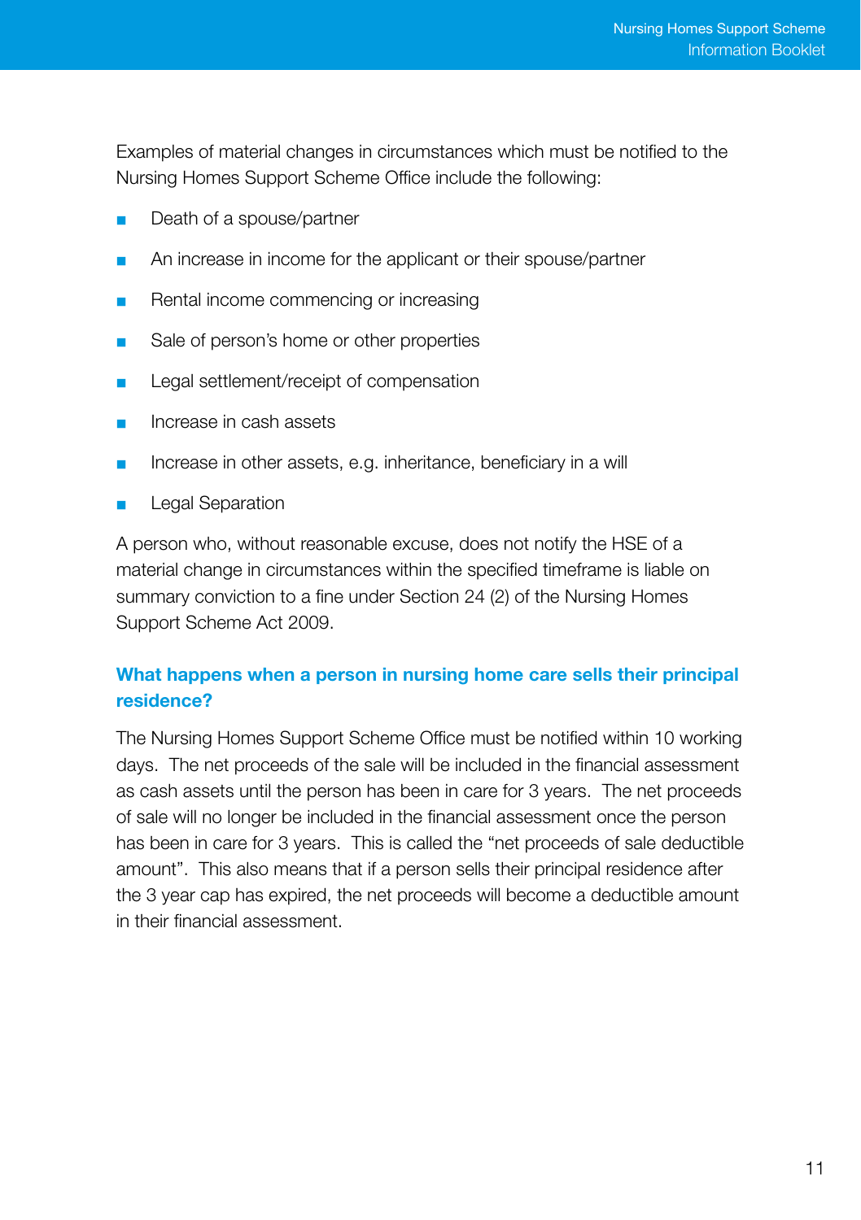Examples of material changes in circumstances which must be notified to the Nursing Homes Support Scheme Office include the following:

- Death of a spouse/partner
- An increase in income for the applicant or their spouse/partner
- Rental income commencing or increasing
- Sale of person's home or other properties
- Legal settlement/receipt of compensation
- Increase in cash assets
- Increase in other assets, e.g. inheritance, beneficiary in a will
- Legal Separation

A person who, without reasonable excuse, does not notify the HSE of a material change in circumstances within the specified timeframe is liable on summary conviction to a fine under Section 24 (2) of the Nursing Homes Support Scheme Act 2009.

### What happens when a person in nursing home care sells their principal residence?

The Nursing Homes Support Scheme Office must be notified within 10 working days. The net proceeds of the sale will be included in the financial assessment as cash assets until the person has been in care for 3 years. The net proceeds of sale will no longer be included in the financial assessment once the person has been in care for 3 years. This is called the "net proceeds of sale deductible amount". This also means that if a person sells their principal residence after the 3 year cap has expired, the net proceeds will become a deductible amount in their financial assessment.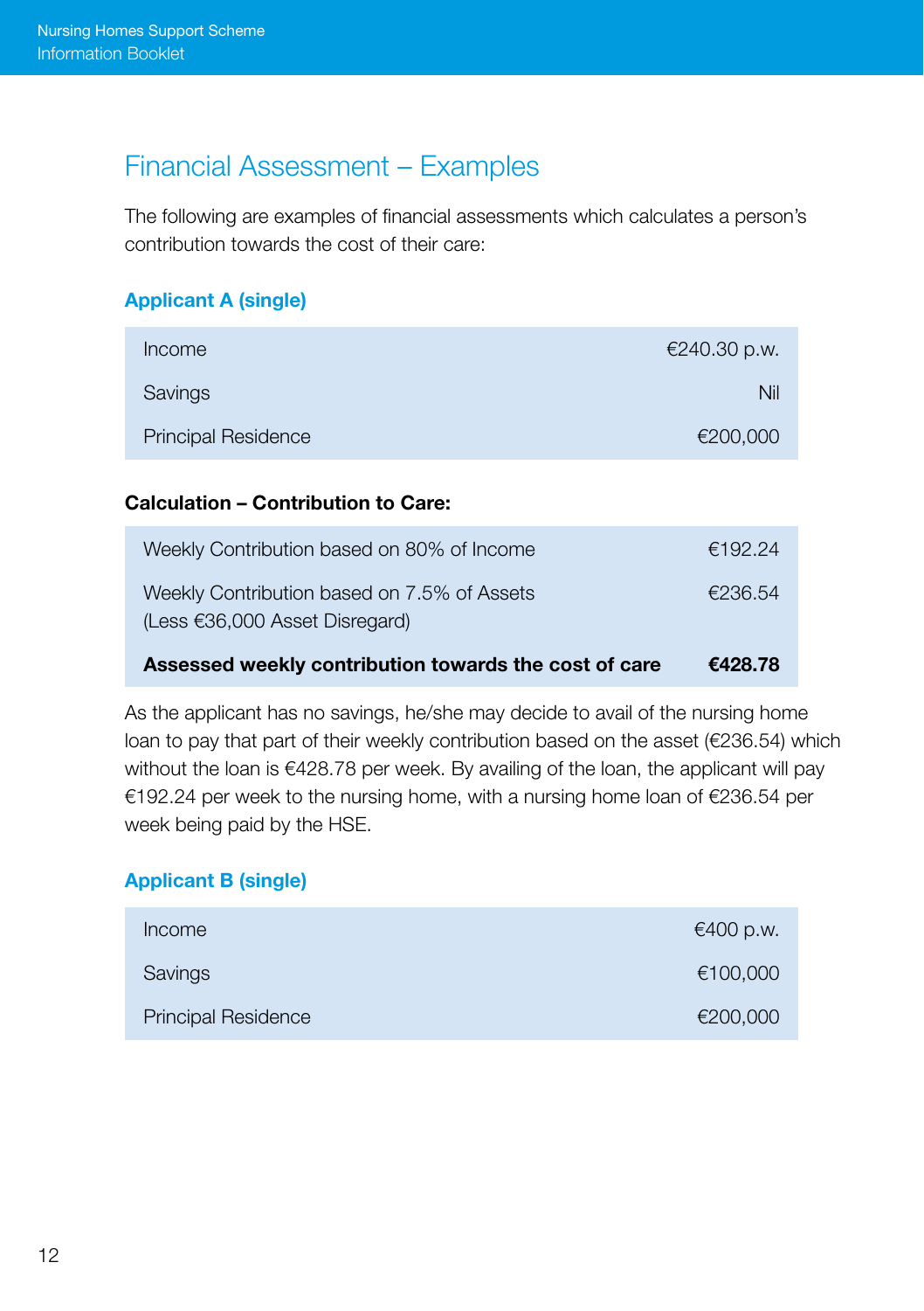## Financial Assessment – Examples

The following are examples of financial assessments which calculates a person's contribution towards the cost of their care:

### Applicant A (single)

| | |
|---|---|
| Income | €240.30 p.w. |
| Savings | Nil |
| Principal Residence | €200,000 |

**Calculation – Contribution to Care:**

| | |
|---|---|
| Weekly Contribution based on 80% of Income | €192.24 |
| Weekly Contribution based on 7.5% of Assets (Less €36,000 Asset Disregard) | €236.54 |
| **Assessed weekly contribution towards the cost of care** | **€428.78** |

As the applicant has no savings, he/she may decide to avail of the nursing home loan to pay that part of their weekly contribution based on the asset (€236.54) which without the loan is €428.78 per week. By availing of the loan, the applicant will pay €192.24 per week to the nursing home, with a nursing home loan of €236.54 per week being paid by the HSE.

### Applicant B (single)

| | |
|---|---|
| Income | €400 p.w. |
| Savings | €100,000 |
| Principal Residence | €200,000 |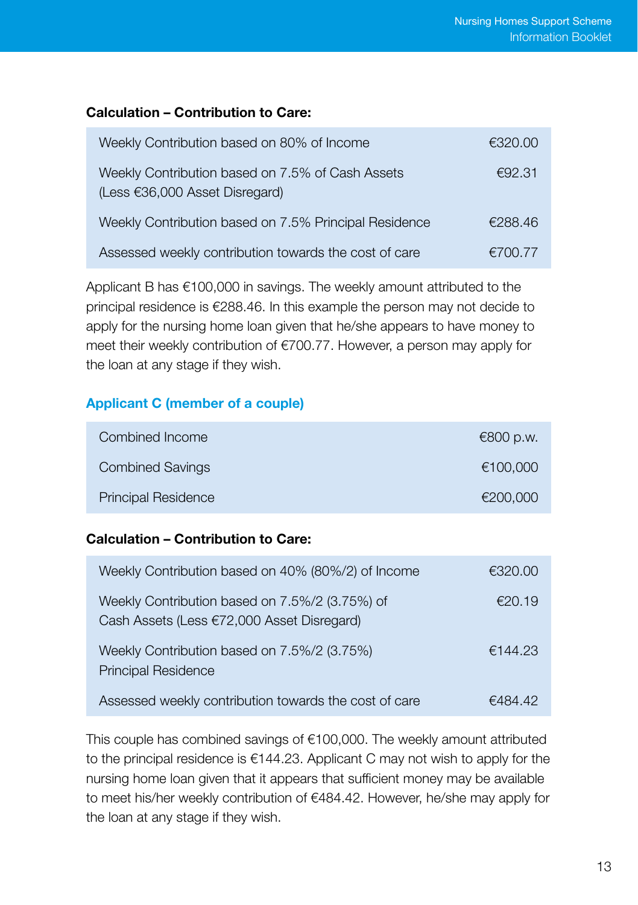**Calculation – Contribution to Care:**

| | |
|---|---|
| Weekly Contribution based on 80% of Income | €320.00 |
| Weekly Contribution based on 7.5% of Cash Assets (Less €36,000 Asset Disregard) | €92.31 |
| Weekly Contribution based on 7.5% Principal Residence | €288.46 |
| Assessed weekly contribution towards the cost of care | €700.77 |

Applicant B has €100,000 in savings. The weekly amount attributed to the principal residence is €288.46. In this example the person may not decide to apply for the nursing home loan given that he/she appears to have money to meet their weekly contribution of €700.77. However, a person may apply for the loan at any stage if they wish.

### Applicant C (member of a couple)

| | |
|---|---|
| Combined Income | €800 p.w. |
| Combined Savings | €100,000 |
| Principal Residence | €200,000 |

**Calculation – Contribution to Care:**

| | |
|---|---|
| Weekly Contribution based on 40% (80%/2) of Income | €320.00 |
| Weekly Contribution based on 7.5%/2 (3.75%) of Cash Assets (Less €72,000 Asset Disregard) | €20.19 |
| Weekly Contribution based on 7.5%/2 (3.75%) Principal Residence | €144.23 |
| Assessed weekly contribution towards the cost of care | €484.42 |

This couple has combined savings of €100,000. The weekly amount attributed to the principal residence is €144.23. Applicant C may not wish to apply for the nursing home loan given that it appears that sufficient money may be available to meet his/her weekly contribution of €484.42. However, he/she may apply for the loan at any stage if they wish.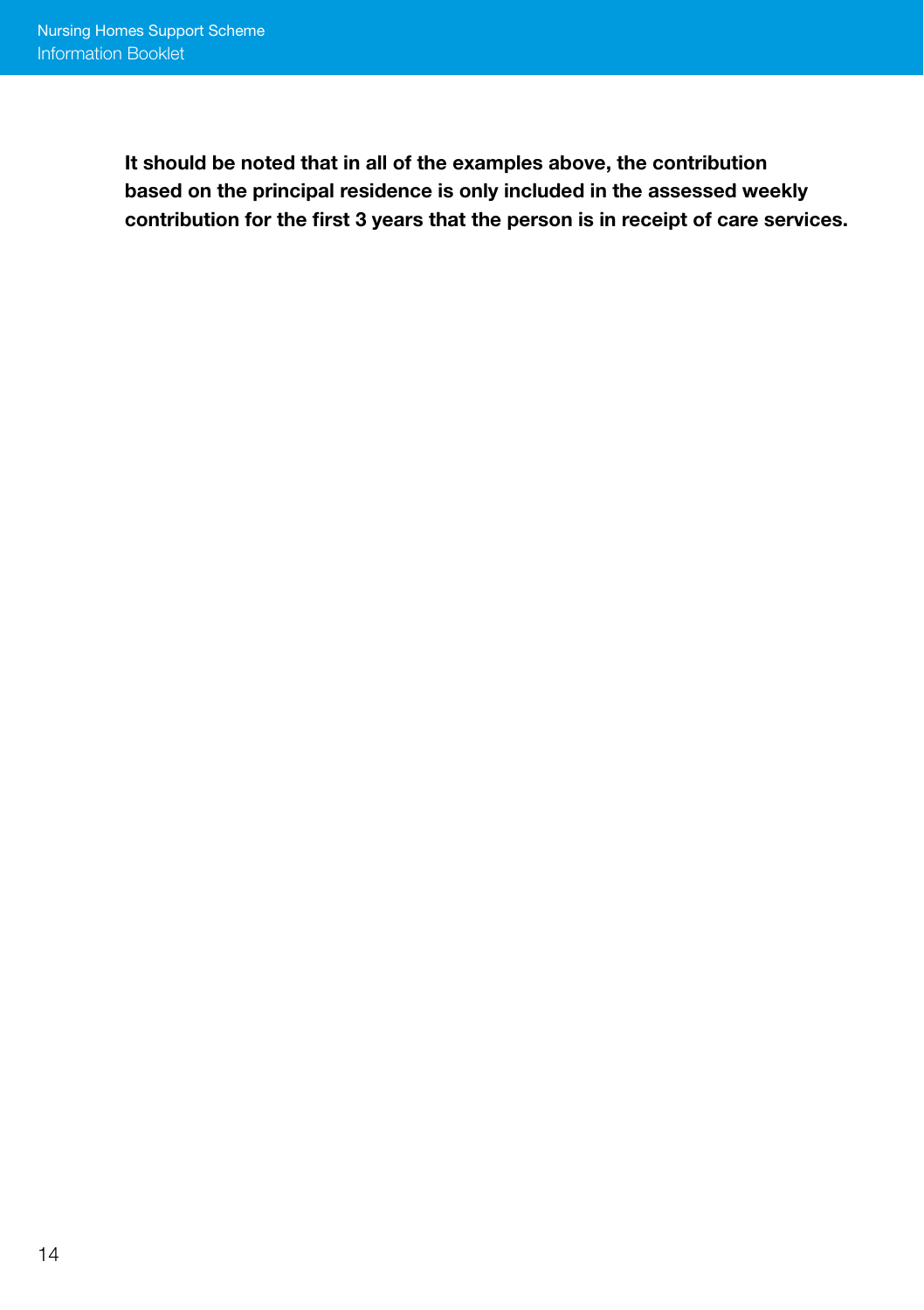**It should be noted that in all of the examples above, the contribution based on the principal residence is only included in the assessed weekly contribution for the first 3 years that the person is in receipt of care services.**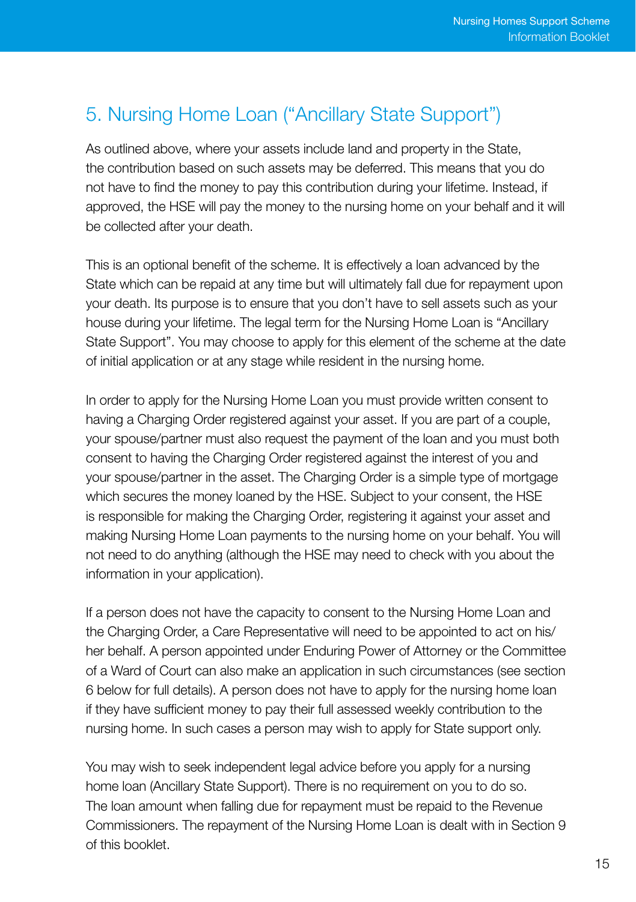## 5. Nursing Home Loan ("Ancillary State Support")

As outlined above, where your assets include land and property in the State, the contribution based on such assets may be deferred. This means that you do not have to find the money to pay this contribution during your lifetime. Instead, if approved, the HSE will pay the money to the nursing home on your behalf and it will be collected after your death.

This is an optional benefit of the scheme. It is effectively a loan advanced by the State which can be repaid at any time but will ultimately fall due for repayment upon your death. Its purpose is to ensure that you don't have to sell assets such as your house during your lifetime. The legal term for the Nursing Home Loan is "Ancillary State Support". You may choose to apply for this element of the scheme at the date of initial application or at any stage while resident in the nursing home.

In order to apply for the Nursing Home Loan you must provide written consent to having a Charging Order registered against your asset. If you are part of a couple, your spouse/partner must also request the payment of the loan and you must both consent to having the Charging Order registered against the interest of you and your spouse/partner in the asset. The Charging Order is a simple type of mortgage which secures the money loaned by the HSE. Subject to your consent, the HSE is responsible for making the Charging Order, registering it against your asset and making Nursing Home Loan payments to the nursing home on your behalf. You will not need to do anything (although the HSE may need to check with you about the information in your application).

If a person does not have the capacity to consent to the Nursing Home Loan and the Charging Order, a Care Representative will need to be appointed to act on his/her behalf. A person appointed under Enduring Power of Attorney or the Committee of a Ward of Court can also make an application in such circumstances (see section 6 below for full details). A person does not have to apply for the nursing home loan if they have sufficient money to pay their full assessed weekly contribution to the nursing home. In such cases a person may wish to apply for State support only.

You may wish to seek independent legal advice before you apply for a nursing home loan (Ancillary State Support). There is no requirement on you to do so. The loan amount when falling due for repayment must be repaid to the Revenue Commissioners. The repayment of the Nursing Home Loan is dealt with in Section 9 of this booklet.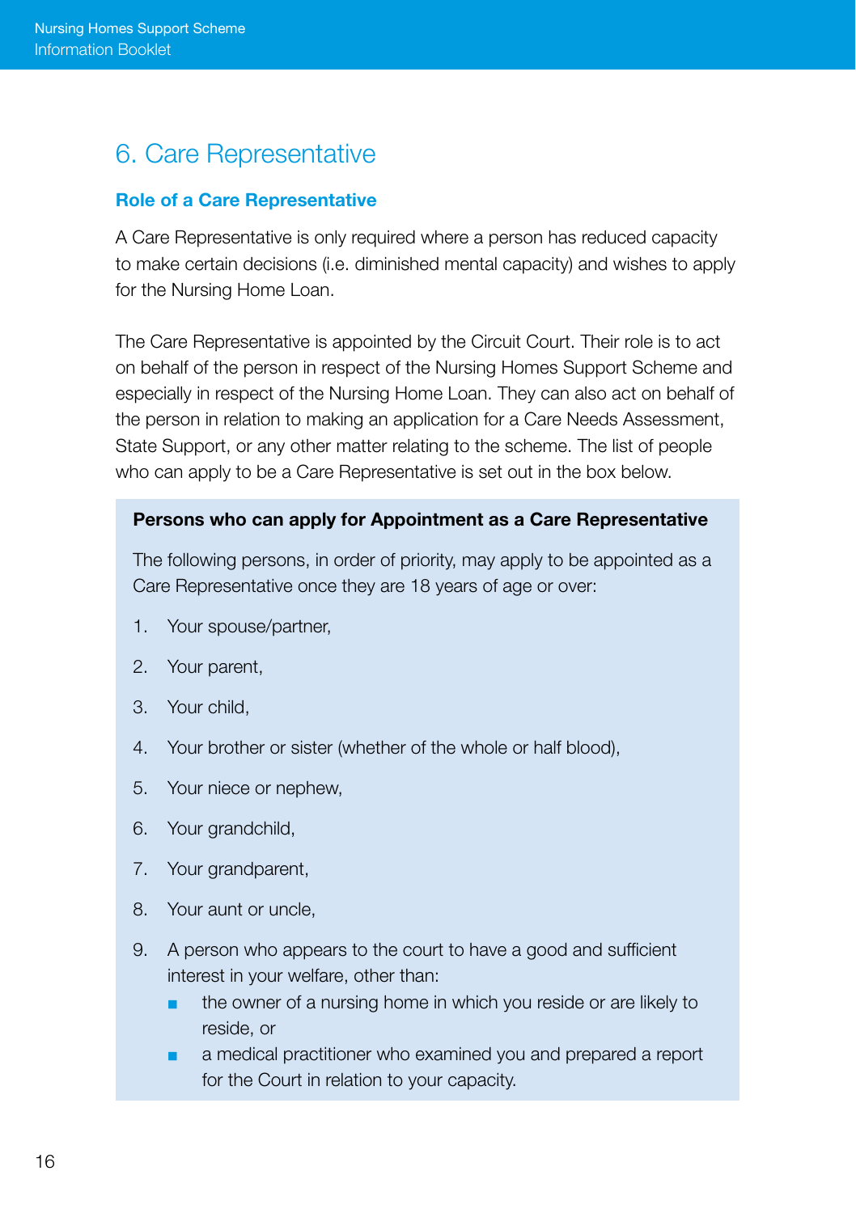## 6. Care Representative

### Role of a Care Representative

A Care Representative is only required where a person has reduced capacity to make certain decisions (i.e. diminished mental capacity) and wishes to apply for the Nursing Home Loan.

The Care Representative is appointed by the Circuit Court. Their role is to act on behalf of the person in respect of the Nursing Homes Support Scheme and especially in respect of the Nursing Home Loan. They can also act on behalf of the person in relation to making an application for a Care Needs Assessment, State Support, or any other matter relating to the scheme. The list of people who can apply to be a Care Representative is set out in the box below.

**Persons who can apply for Appointment as a Care Representative**

The following persons, in order of priority, may apply to be appointed as a Care Representative once they are 18 years of age or over:

1. Your spouse/partner,
2. Your parent,
3. Your child,
4. Your brother or sister (whether of the whole or half blood),
5. Your niece or nephew,
6. Your grandchild,
7. Your grandparent,
8. Your aunt or uncle,
9. A person who appears to the court to have a good and sufficient interest in your welfare, other than:
   - the owner of a nursing home in which you reside or are likely to reside, or
   - a medical practitioner who examined you and prepared a report for the Court in relation to your capacity.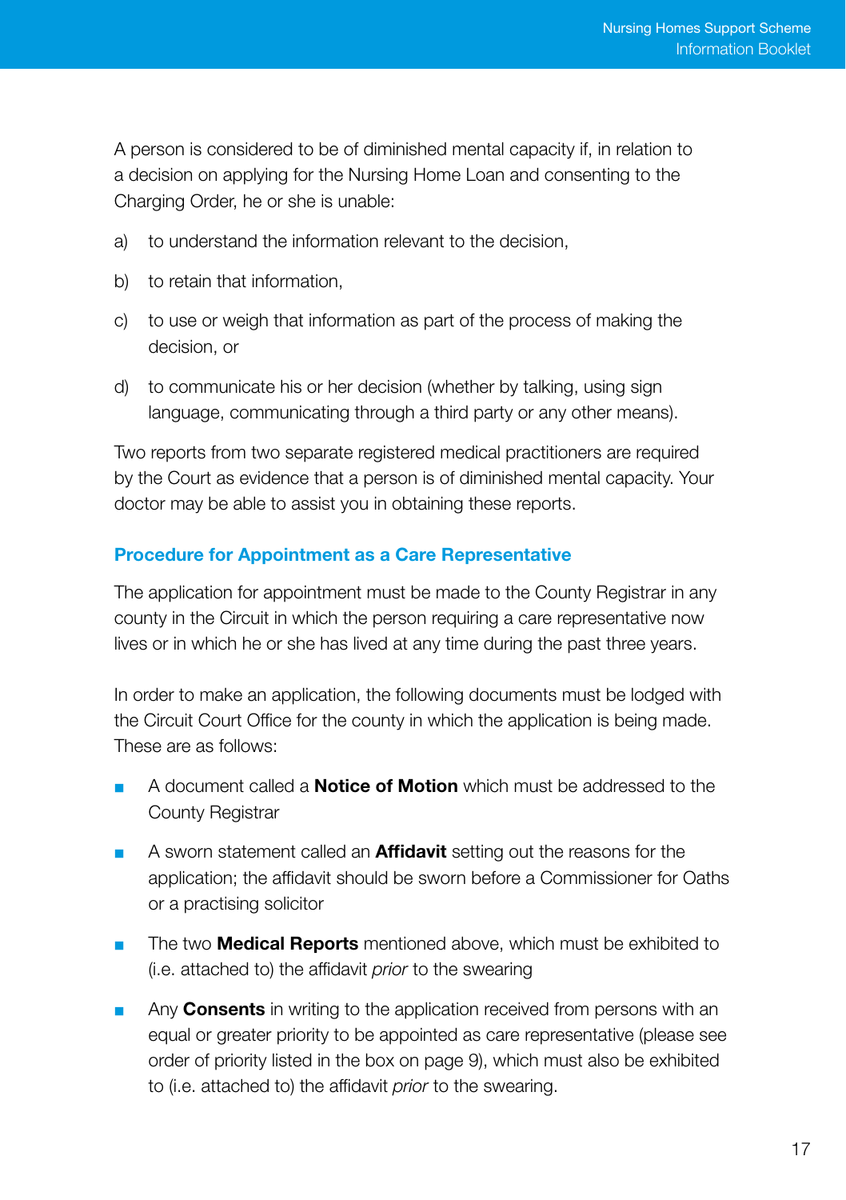A person is considered to be of diminished mental capacity if, in relation to a decision on applying for the Nursing Home Loan and consenting to the Charging Order, he or she is unable:

a) to understand the information relevant to the decision,

b) to retain that information,

c) to use or weigh that information as part of the process of making the decision, or

d) to communicate his or her decision (whether by talking, using sign language, communicating through a third party or any other means).

Two reports from two separate registered medical practitioners are required by the Court as evidence that a person is of diminished mental capacity. Your doctor may be able to assist you in obtaining these reports.

## Procedure for Appointment as a Care Representative

The application for appointment must be made to the County Registrar in any county in the Circuit in which the person requiring a care representative now lives or in which he or she has lived at any time during the past three years.

In order to make an application, the following documents must be lodged with the Circuit Court Office for the county in which the application is being made. These are as follows:

- A document called a **Notice of Motion** which must be addressed to the County Registrar
- A sworn statement called an **Affidavit** setting out the reasons for the application; the affidavit should be sworn before a Commissioner for Oaths or a practising solicitor
- The two **Medical Reports** mentioned above, which must be exhibited to (i.e. attached to) the affidavit *prior* to the swearing
- Any **Consents** in writing to the application received from persons with an equal or greater priority to be appointed as care representative (please see order of priority listed in the box on page 9), which must also be exhibited to (i.e. attached to) the affidavit *prior* to the swearing.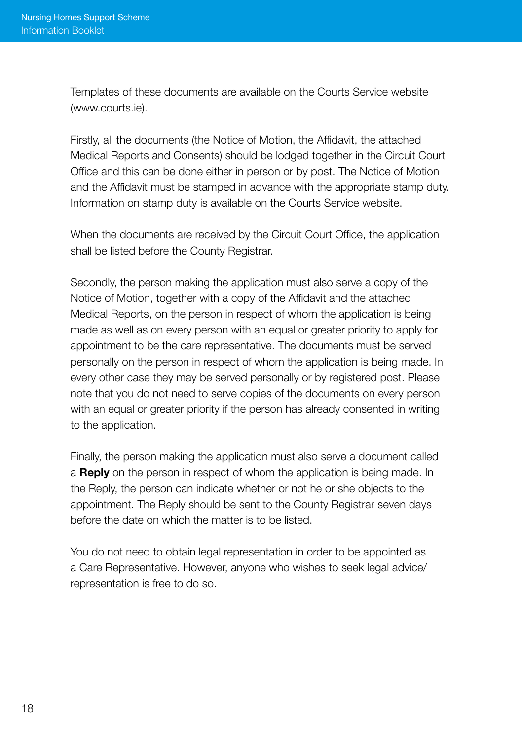Templates of these documents are available on the Courts Service website (www.courts.ie).

Firstly, all the documents (the Notice of Motion, the Affidavit, the attached Medical Reports and Consents) should be lodged together in the Circuit Court Office and this can be done either in person or by post. The Notice of Motion and the Affidavit must be stamped in advance with the appropriate stamp duty. Information on stamp duty is available on the Courts Service website.

When the documents are received by the Circuit Court Office, the application shall be listed before the County Registrar.

Secondly, the person making the application must also serve a copy of the Notice of Motion, together with a copy of the Affidavit and the attached Medical Reports, on the person in respect of whom the application is being made as well as on every person with an equal or greater priority to apply for appointment to be the care representative. The documents must be served personally on the person in respect of whom the application is being made. In every other case they may be served personally or by registered post. Please note that you do not need to serve copies of the documents on every person with an equal or greater priority if the person has already consented in writing to the application.

Finally, the person making the application must also serve a document called a **Reply** on the person in respect of whom the application is being made. In the Reply, the person can indicate whether or not he or she objects to the appointment. The Reply should be sent to the County Registrar seven days before the date on which the matter is to be listed.

You do not need to obtain legal representation in order to be appointed as a Care Representative. However, anyone who wishes to seek legal advice/representation is free to do so.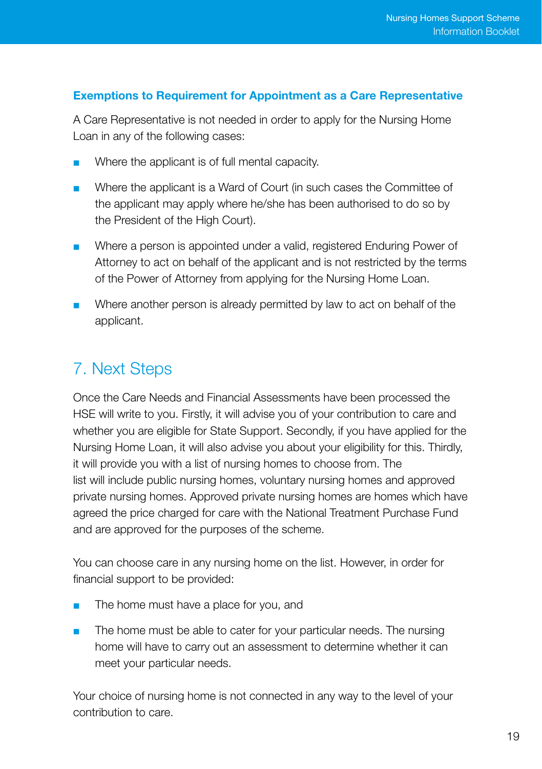### Exemptions to Requirement for Appointment as a Care Representative

A Care Representative is not needed in order to apply for the Nursing Home Loan in any of the following cases:

- Where the applicant is of full mental capacity.
- Where the applicant is a Ward of Court (in such cases the Committee of the applicant may apply where he/she has been authorised to do so by the President of the High Court).
- Where a person is appointed under a valid, registered Enduring Power of Attorney to act on behalf of the applicant and is not restricted by the terms of the Power of Attorney from applying for the Nursing Home Loan.
- Where another person is already permitted by law to act on behalf of the applicant.

## 7. Next Steps

Once the Care Needs and Financial Assessments have been processed the HSE will write to you. Firstly, it will advise you of your contribution to care and whether you are eligible for State Support. Secondly, if you have applied for the Nursing Home Loan, it will also advise you about your eligibility for this. Thirdly, it will provide you with a list of nursing homes to choose from. The list will include public nursing homes, voluntary nursing homes and approved private nursing homes. Approved private nursing homes are homes which have agreed the price charged for care with the National Treatment Purchase Fund and are approved for the purposes of the scheme.

You can choose care in any nursing home on the list. However, in order for financial support to be provided:

- The home must have a place for you, and
- The home must be able to cater for your particular needs. The nursing home will have to carry out an assessment to determine whether it can meet your particular needs.

Your choice of nursing home is not connected in any way to the level of your contribution to care.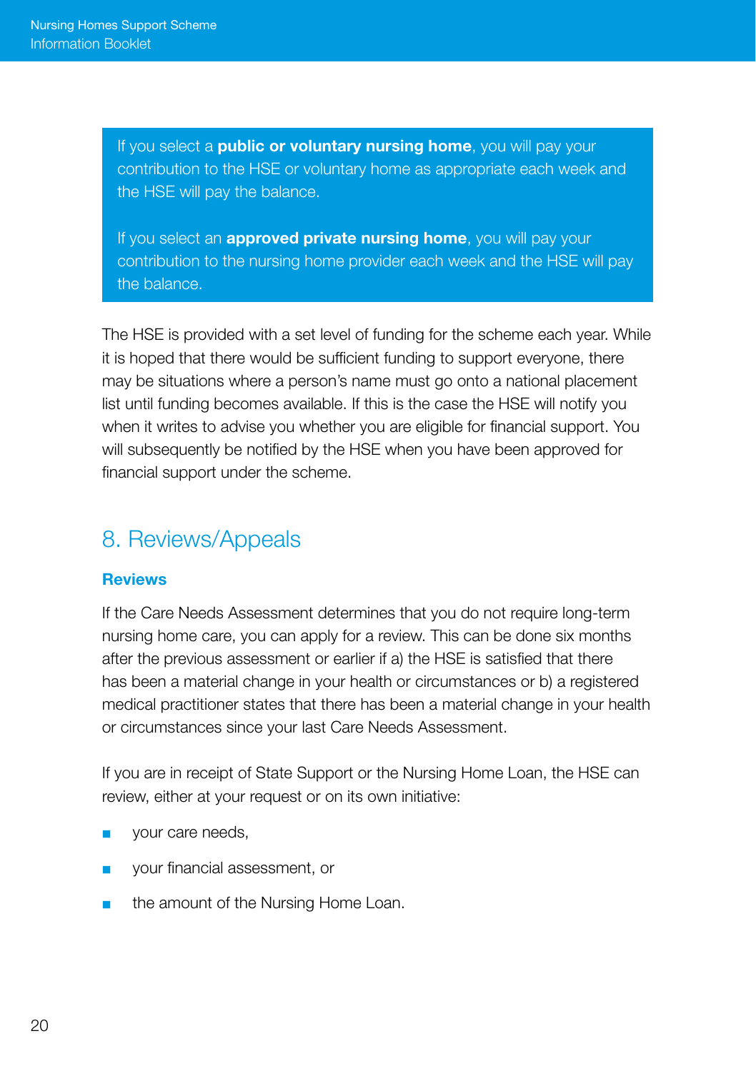If you select a **public or voluntary nursing home**, you will pay your contribution to the HSE or voluntary home as appropriate each week and the HSE will pay the balance.

If you select an **approved private nursing home**, you will pay your contribution to the nursing home provider each week and the HSE will pay the balance.

The HSE is provided with a set level of funding for the scheme each year. While it is hoped that there would be sufficient funding to support everyone, there may be situations where a person's name must go onto a national placement list until funding becomes available. If this is the case the HSE will notify you when it writes to advise you whether you are eligible for financial support. You will subsequently be notified by the HSE when you have been approved for financial support under the scheme.

## 8. Reviews/Appeals

### Reviews

If the Care Needs Assessment determines that you do not require long-term nursing home care, you can apply for a review. This can be done six months after the previous assessment or earlier if a) the HSE is satisfied that there has been a material change in your health or circumstances or b) a registered medical practitioner states that there has been a material change in your health or circumstances since your last Care Needs Assessment.

If you are in receipt of State Support or the Nursing Home Loan, the HSE can review, either at your request or on its own initiative:

- your care needs,
- your financial assessment, or
- the amount of the Nursing Home Loan.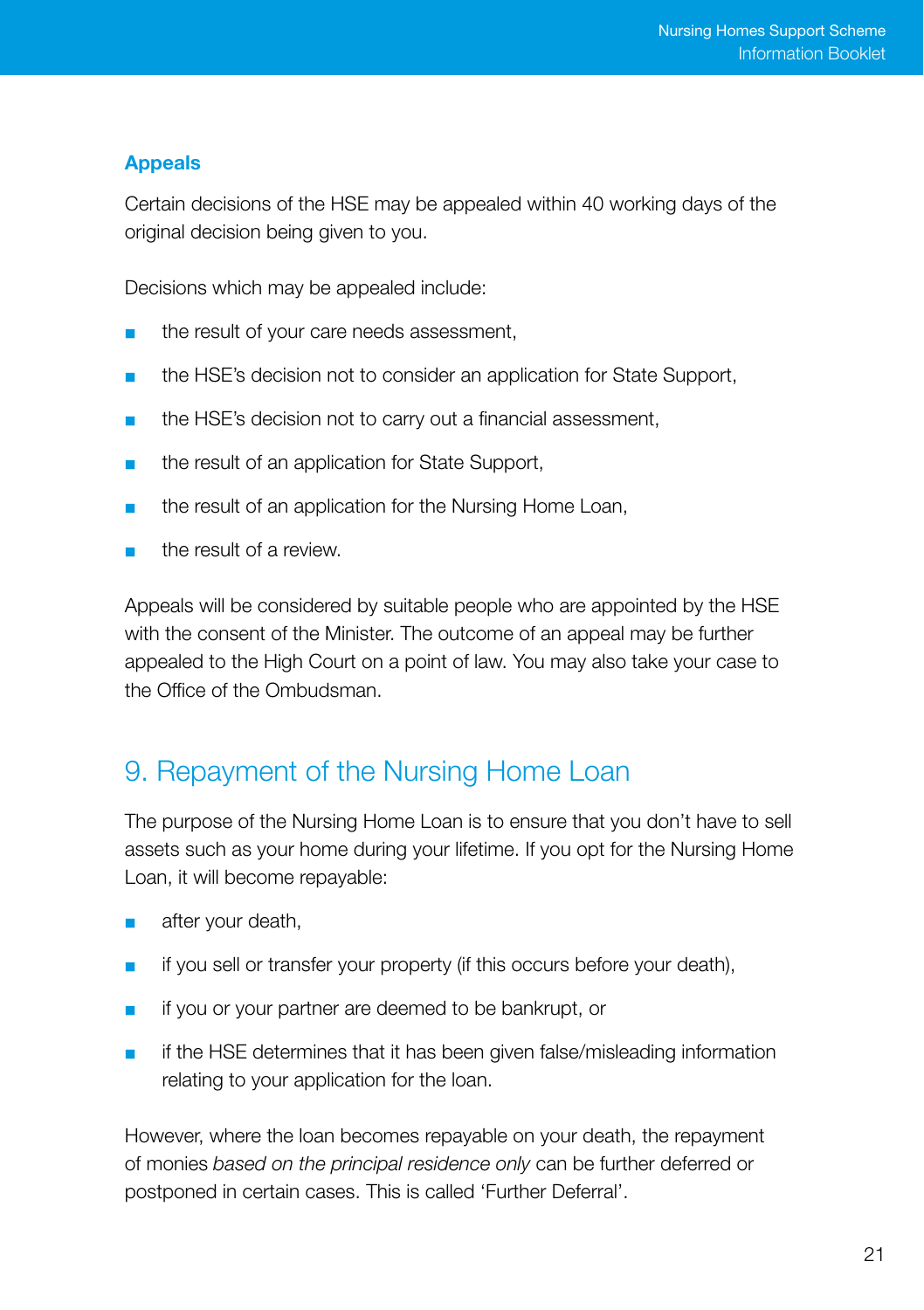### Appeals

Certain decisions of the HSE may be appealed within 40 working days of the original decision being given to you.

Decisions which may be appealed include:

- the result of your care needs assessment,
- the HSE's decision not to consider an application for State Support,
- the HSE's decision not to carry out a financial assessment,
- the result of an application for State Support,
- the result of an application for the Nursing Home Loan,
- the result of a review.

Appeals will be considered by suitable people who are appointed by the HSE with the consent of the Minister. The outcome of an appeal may be further appealed to the High Court on a point of law. You may also take your case to the Office of the Ombudsman.

## 9. Repayment of the Nursing Home Loan

The purpose of the Nursing Home Loan is to ensure that you don't have to sell assets such as your home during your lifetime. If you opt for the Nursing Home Loan, it will become repayable:

- after your death,
- if you sell or transfer your property (if this occurs before your death),
- if you or your partner are deemed to be bankrupt, or
- if the HSE determines that it has been given false/misleading information relating to your application for the loan.

However, where the loan becomes repayable on your death, the repayment of monies *based on the principal residence only* can be further deferred or postponed in certain cases. This is called 'Further Deferral'.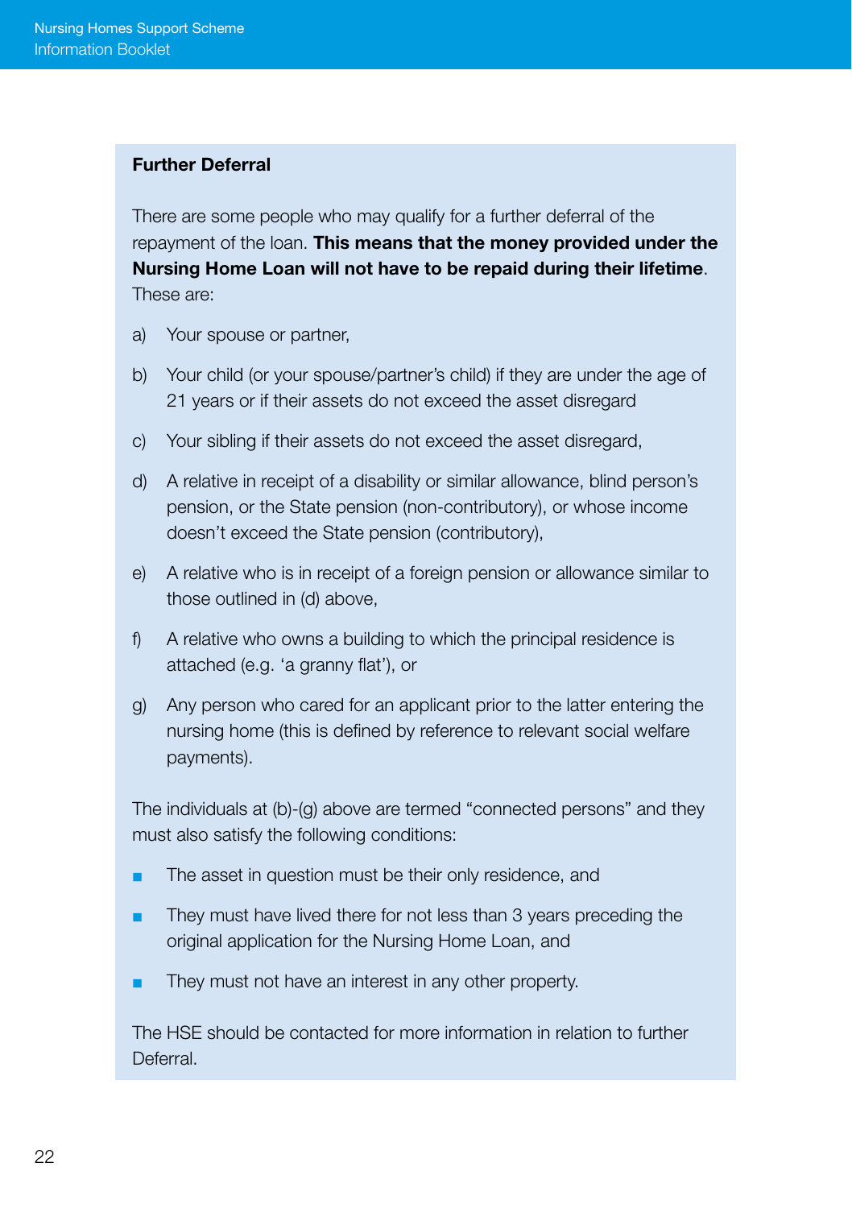## Further Deferral

There are some people who may qualify for a further deferral of the repayment of the loan. **This means that the money provided under the Nursing Home Loan will not have to be repaid during their lifetime**. These are:

a) Your spouse or partner,

b) Your child (or your spouse/partner's child) if they are under the age of 21 years or if their assets do not exceed the asset disregard

c) Your sibling if their assets do not exceed the asset disregard,

d) A relative in receipt of a disability or similar allowance, blind person's pension, or the State pension (non-contributory), or whose income doesn't exceed the State pension (contributory),

e) A relative who is in receipt of a foreign pension or allowance similar to those outlined in (d) above,

f) A relative who owns a building to which the principal residence is attached (e.g. 'a granny flat'), or

g) Any person who cared for an applicant prior to the latter entering the nursing home (this is defined by reference to relevant social welfare payments).

The individuals at (b)-(g) above are termed "connected persons" and they must also satisfy the following conditions:

- The asset in question must be their only residence, and
- They must have lived there for not less than 3 years preceding the original application for the Nursing Home Loan, and
- They must not have an interest in any other property.

The HSE should be contacted for more information in relation to further Deferral.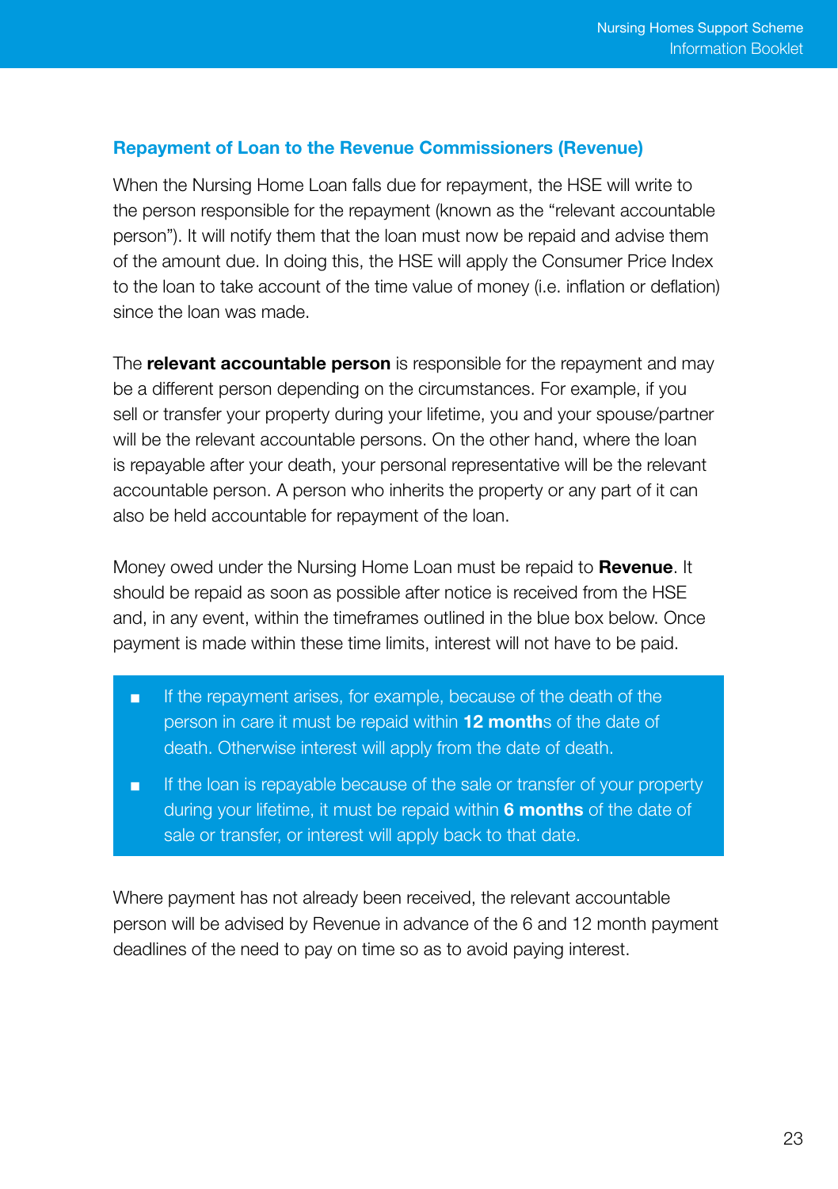### Repayment of Loan to the Revenue Commissioners (Revenue)

When the Nursing Home Loan falls due for repayment, the HSE will write to the person responsible for the repayment (known as the "relevant accountable person"). It will notify them that the loan must now be repaid and advise them of the amount due. In doing this, the HSE will apply the Consumer Price Index to the loan to take account of the time value of money (i.e. inflation or deflation) since the loan was made.

The **relevant accountable person** is responsible for the repayment and may be a different person depending on the circumstances. For example, if you sell or transfer your property during your lifetime, you and your spouse/partner will be the relevant accountable persons. On the other hand, where the loan is repayable after your death, your personal representative will be the relevant accountable person. A person who inherits the property or any part of it can also be held accountable for repayment of the loan.

Money owed under the Nursing Home Loan must be repaid to **Revenue**. It should be repaid as soon as possible after notice is received from the HSE and, in any event, within the timeframes outlined in the blue box below. Once payment is made within these time limits, interest will not have to be paid.

- If the repayment arises, for example, because of the death of the person in care it must be repaid within **12 month**s of the date of death. Otherwise interest will apply from the date of death.
- If the loan is repayable because of the sale or transfer of your property during your lifetime, it must be repaid within **6 months** of the date of sale or transfer, or interest will apply back to that date.

Where payment has not already been received, the relevant accountable person will be advised by Revenue in advance of the 6 and 12 month payment deadlines of the need to pay on time so as to avoid paying interest.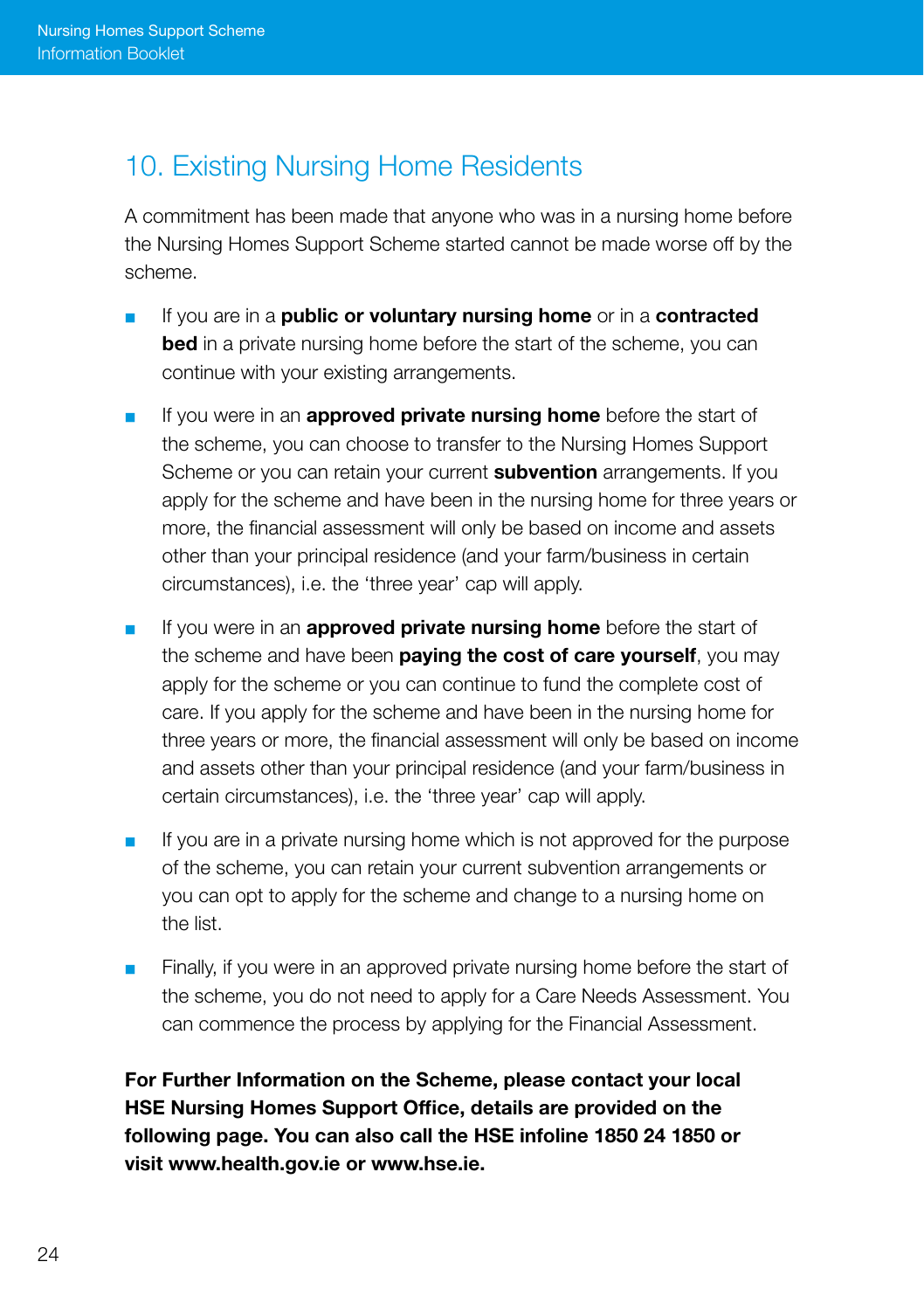## 10. Existing Nursing Home Residents

A commitment has been made that anyone who was in a nursing home before the Nursing Homes Support Scheme started cannot be made worse off by the scheme.

- If you are in a **public or voluntary nursing home** or in a **contracted bed** in a private nursing home before the start of the scheme, you can continue with your existing arrangements.
- If you were in an **approved private nursing home** before the start of the scheme, you can choose to transfer to the Nursing Homes Support Scheme or you can retain your current **subvention** arrangements. If you apply for the scheme and have been in the nursing home for three years or more, the financial assessment will only be based on income and assets other than your principal residence (and your farm/business in certain circumstances), i.e. the 'three year' cap will apply.
- If you were in an **approved private nursing home** before the start of the scheme and have been **paying the cost of care yourself**, you may apply for the scheme or you can continue to fund the complete cost of care. If you apply for the scheme and have been in the nursing home for three years or more, the financial assessment will only be based on income and assets other than your principal residence (and your farm/business in certain circumstances), i.e. the 'three year' cap will apply.
- If you are in a private nursing home which is not approved for the purpose of the scheme, you can retain your current subvention arrangements or you can opt to apply for the scheme and change to a nursing home on the list.
- Finally, if you were in an approved private nursing home before the start of the scheme, you do not need to apply for a Care Needs Assessment. You can commence the process by applying for the Financial Assessment.

**For Further Information on the Scheme, please contact your local HSE Nursing Homes Support Office, details are provided on the following page. You can also call the HSE infoline 1850 24 1850 or visit www.health.gov.ie or www.hse.ie.**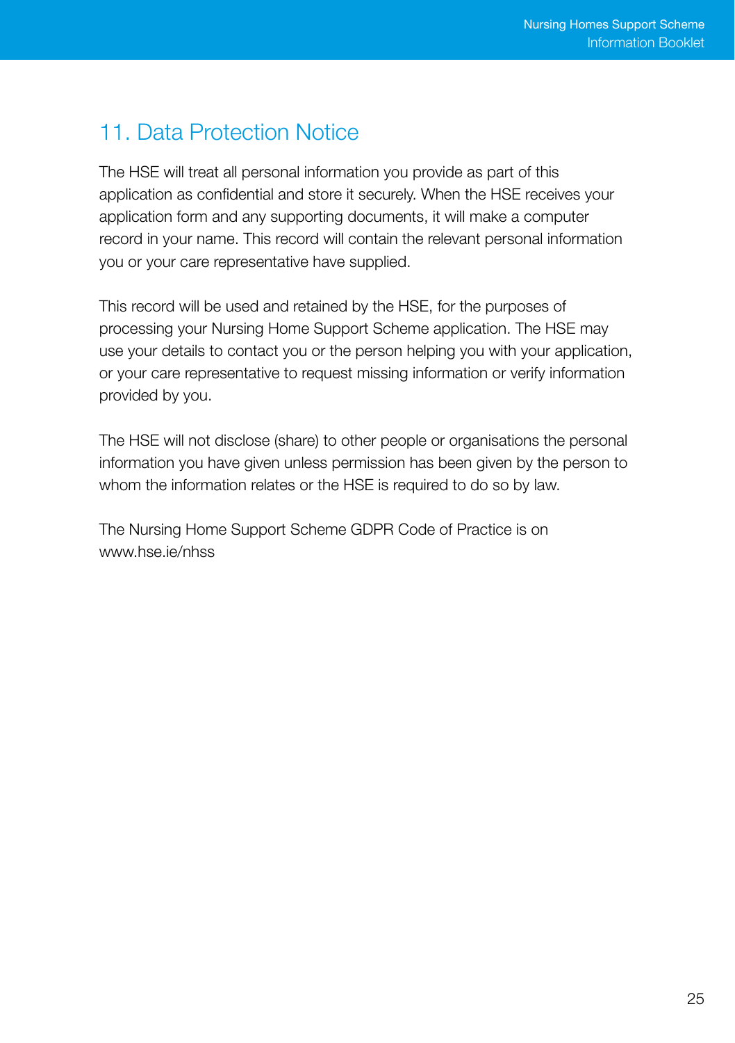## 11. Data Protection Notice

The HSE will treat all personal information you provide as part of this application as confidential and store it securely. When the HSE receives your application form and any supporting documents, it will make a computer record in your name. This record will contain the relevant personal information you or your care representative have supplied.

This record will be used and retained by the HSE, for the purposes of processing your Nursing Home Support Scheme application. The HSE may use your details to contact you or the person helping you with your application, or your care representative to request missing information or verify information provided by you.

The HSE will not disclose (share) to other people or organisations the personal information you have given unless permission has been given by the person to whom the information relates or the HSE is required to do so by law.

The Nursing Home Support Scheme GDPR Code of Practice is on www.hse.ie/nhss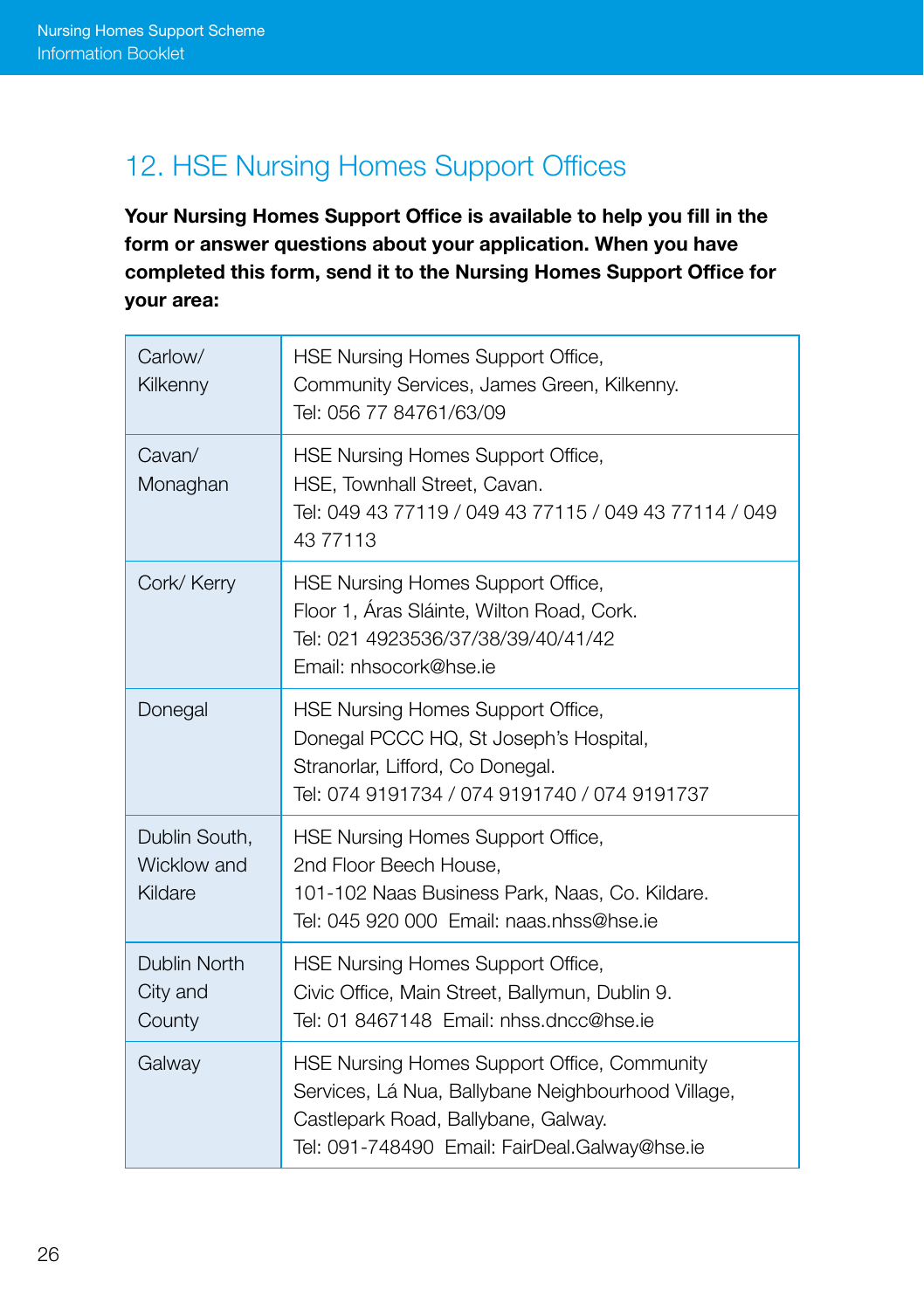## 12. HSE Nursing Homes Support Offices

**Your Nursing Homes Support Office is available to help you fill in the form or answer questions about your application. When you have completed this form, send it to the Nursing Homes Support Office for your area:**

| Area | Office |
|---|---|
| Carlow/ Kilkenny | HSE Nursing Homes Support Office, Community Services, James Green, Kilkenny. Tel: 056 77 84761/63/09 |
| Cavan/ Monaghan | HSE Nursing Homes Support Office, HSE, Townhall Street, Cavan. Tel: 049 43 77119 / 049 43 77115 / 049 43 77114 / 049 43 77113 |
| Cork/ Kerry | HSE Nursing Homes Support Office, Floor 1, Áras Sláinte, Wilton Road, Cork. Tel: 021 4923536/37/38/39/40/41/42 Email: nhsocork@hse.ie |
| Donegal | HSE Nursing Homes Support Office, Donegal PCCC HQ, St Joseph's Hospital, Stranorlar, Lifford, Co Donegal. Tel: 074 9191734 / 074 9191740 / 074 9191737 |
| Dublin South, Wicklow and Kildare | HSE Nursing Homes Support Office, 2nd Floor Beech House, 101-102 Naas Business Park, Naas, Co. Kildare. Tel: 045 920 000 Email: naas.nhss@hse.ie |
| Dublin North City and County | HSE Nursing Homes Support Office, Civic Office, Main Street, Ballymun, Dublin 9. Tel: 01 8467148 Email: nhss.dncc@hse.ie |
| Galway | HSE Nursing Homes Support Office, Community Services, Lá Nua, Ballybane Neighbourhood Village, Castlepark Road, Ballybane, Galway. Tel: 091-748490 Email: FairDeal.Galway@hse.ie |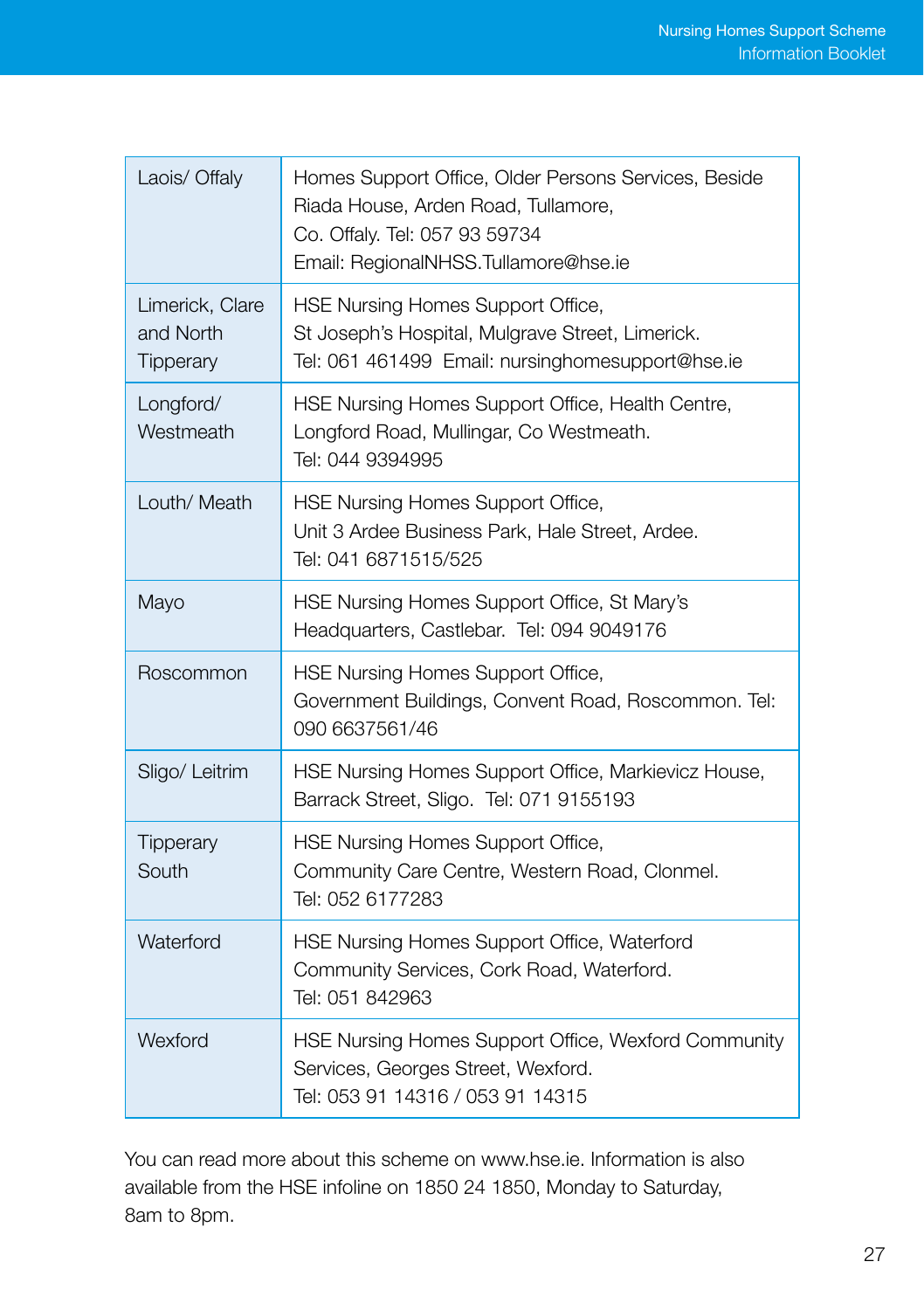| | |
|---|---|
| Laois/ Offaly | Homes Support Office, Older Persons Services, Beside Riada House, Arden Road, Tullamore, Co. Offaly. Tel: 057 93 59734 Email: RegionalNHSS.Tullamore@hse.ie |
| Limerick, Clare and North Tipperary | HSE Nursing Homes Support Office, St Joseph's Hospital, Mulgrave Street, Limerick. Tel: 061 461499 Email: nursinghomesupport@hse.ie |
| Longford/ Westmeath | HSE Nursing Homes Support Office, Health Centre, Longford Road, Mullingar, Co Westmeath. Tel: 044 9394995 |
| Louth/ Meath | HSE Nursing Homes Support Office, Unit 3 Ardee Business Park, Hale Street, Ardee. Tel: 041 6871515/525 |
| Mayo | HSE Nursing Homes Support Office, St Mary's Headquarters, Castlebar. Tel: 094 9049176 |
| Roscommon | HSE Nursing Homes Support Office, Government Buildings, Convent Road, Roscommon. Tel: 090 6637561/46 |
| Sligo/ Leitrim | HSE Nursing Homes Support Office, Markievicz House, Barrack Street, Sligo. Tel: 071 9155193 |
| Tipperary South | HSE Nursing Homes Support Office, Community Care Centre, Western Road, Clonmel. Tel: 052 6177283 |
| Waterford | HSE Nursing Homes Support Office, Waterford Community Services, Cork Road, Waterford. Tel: 051 842963 |
| Wexford | HSE Nursing Homes Support Office, Wexford Community Services, Georges Street, Wexford. Tel: 053 91 14316 / 053 91 14315 |

You can read more about this scheme on www.hse.ie. Information is also available from the HSE infoline on 1850 24 1850, Monday to Saturday, 8am to 8pm.